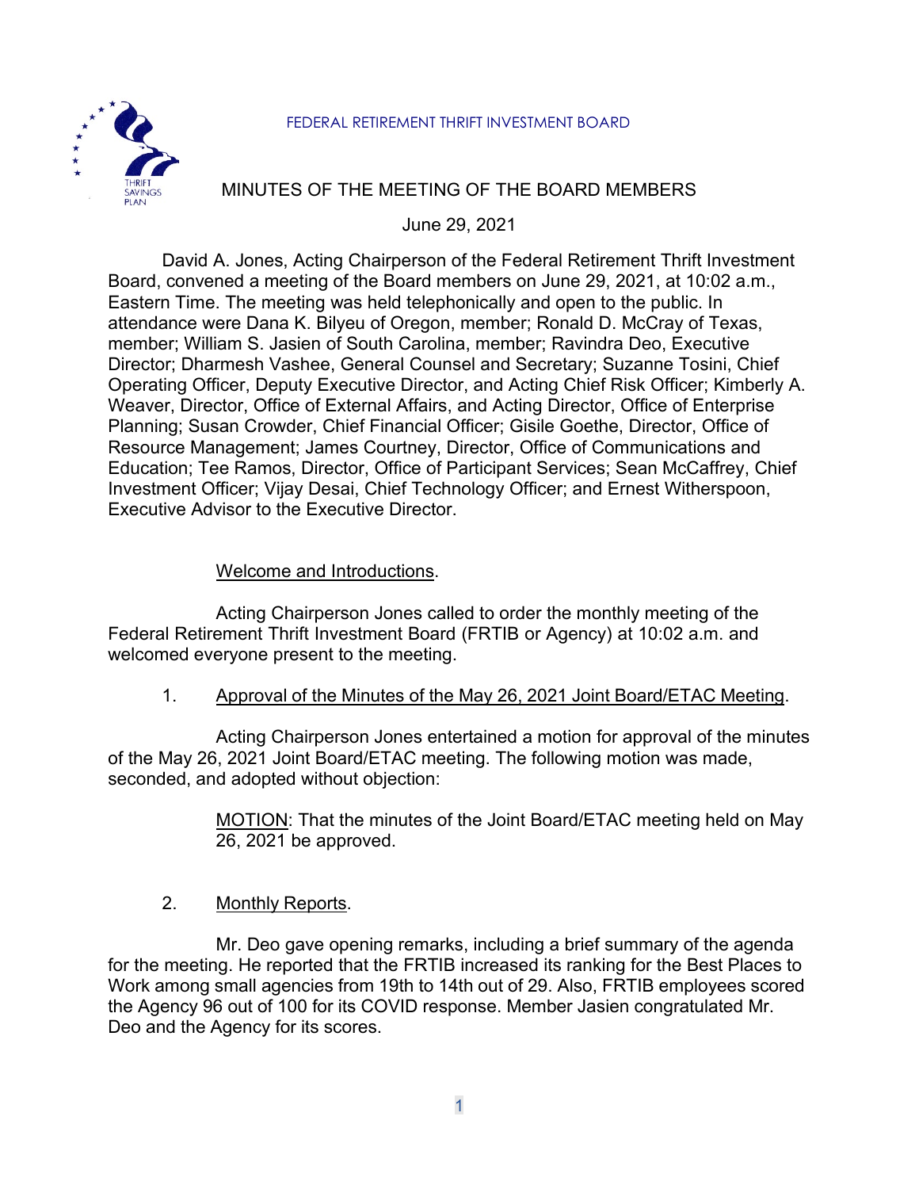FEDERAL RETIREMENT THRIFT INVESTMENT BOARD

# MINUTES OF THE MEETING OF THE BOARD MEMBERS

June 29, 2021

David A. Jones, Acting Chairperson of the Federal Retirement Thrift Investment Board, convened a meeting of the Board members on June 29, 2021, at 10:02 a.m., Eastern Time. The meeting was held telephonically and open to the public. In attendance were Dana K. Bilyeu of Oregon, member; Ronald D. McCray of Texas, member; William S. Jasien of South Carolina, member; Ravindra Deo, Executive Director; Dharmesh Vashee, General Counsel and Secretary; Suzanne Tosini, Chief Operating Officer, Deputy Executive Director, and Acting Chief Risk Officer; Kimberly A. Weaver, Director, Office of External Affairs, and Acting Director, Office of Enterprise Planning; Susan Crowder, Chief Financial Officer; Gisile Goethe, Director, Office of Resource Management; James Courtney, Director, Office of Communications and Education; Tee Ramos, Director, Office of Participant Services; Sean McCaffrey, Chief Investment Officer; Vijay Desai, Chief Technology Officer; and Ernest Witherspoon, Executive Advisor to the Executive Director.

Welcome and Introductions.

Acting Chairperson Jones called to order the monthly meeting of the Federal Retirement Thrift Investment Board (FRTIB or Agency) at 10:02 a.m. and welcomed everyone present to the meeting.

1. Approval of the Minutes of the May 26, 2021 Joint Board/ETAC Meeting.

Acting Chairperson Jones entertained a motion for approval of the minutes of the May 26, 2021 Joint Board/ETAC meeting. The following motion was made, seconded, and adopted without objection:

> MOTION: That the minutes of the Joint Board/ETAC meeting held on May 26, 2021 be approved.

2. Monthly Reports.

Mr. Deo gave opening remarks, including a brief summary of the agenda for the meeting. He reported that the FRTIB increased its ranking for the Best Places to Work among small agencies from 19th to 14th out of 29. Also, FRTIB employees scored the Agency 96 out of 100 for its COVID response. Member Jasien congratulated Mr. Deo and the Agency for its scores.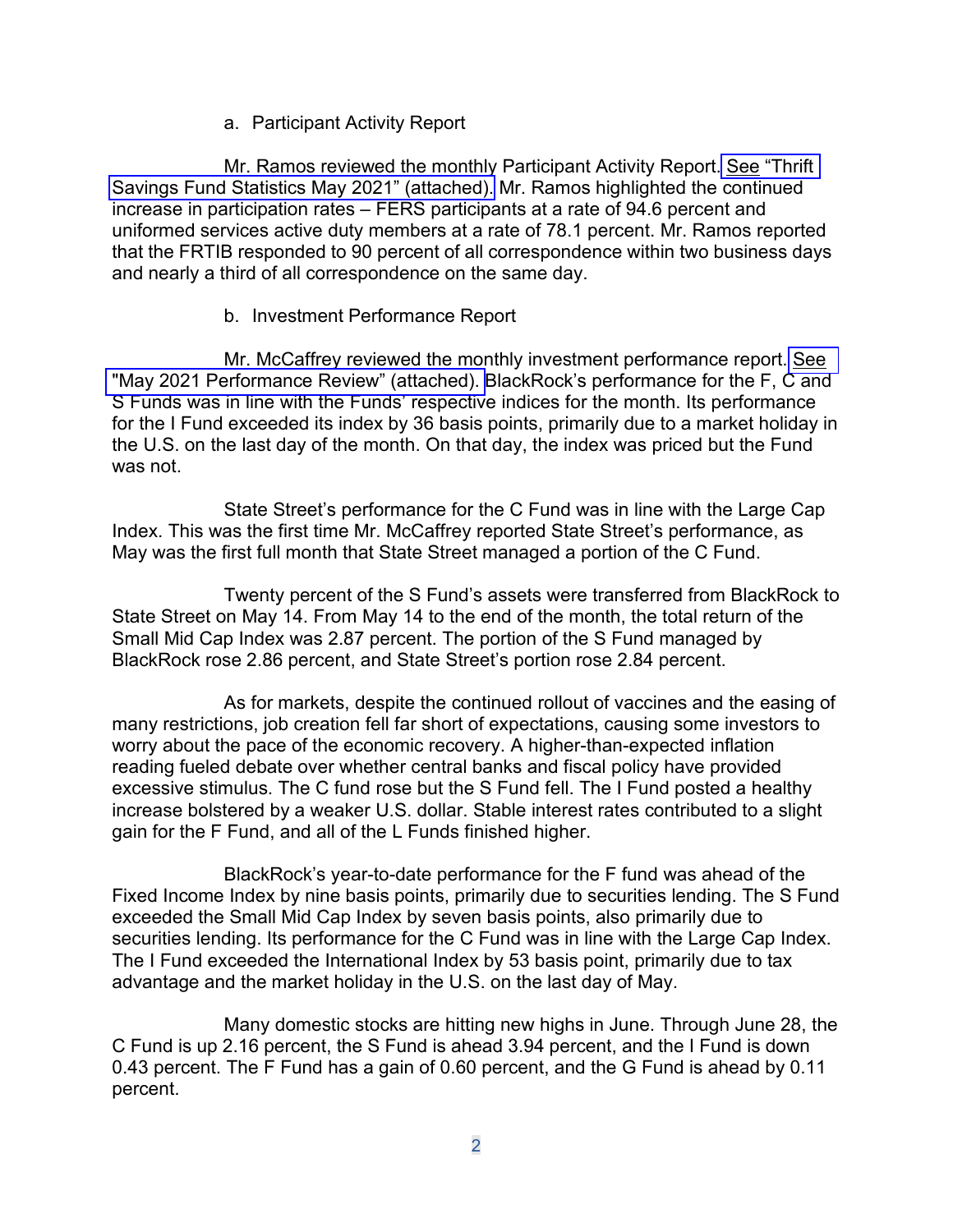a. Participant Activity Report

Mr. Ramos reviewed the monthly Participant Activity Report. See "Thrift Savings Fund Statistics May 2021" (attached). Mr. Ramos highlighted the continued increase in participation rates – FERS participants at a rate of 94.6 percent and uniformed services active duty members at a rate of 78.1 percent. Mr. Ramos reported that the FRTIB responded to 90 percent of all correspondence within two business days and nearly a third of all correspondence on the same day.

b. Investment Performance Report

Mr. McCaffrey reviewed the monthly investment performance report. See "May 2021 Performance Review" (attached). BlackRock's performance for the F, C and S Funds was in line with the Funds' respective indices for the month. Its performance for the I Fund exceeded its index by 36 basis points, primarily due to a market holiday in the U.S. on the last day of the month. On that day, the index was priced but the Fund was not.

State Street's performance for the C Fund was in line with the Large Cap Index. This was the first time Mr. McCaffrey reported State Street's performance, as May was the first full month that State Street managed a portion of the C Fund.

Twenty percent of the S Fund's assets were transferred from BlackRock to State Street on May 14. From May 14 to the end of the month, the total return of the Small Mid Cap Index was 2.87 percent. The portion of the S Fund managed by BlackRock rose 2.86 percent, and State Street's portion rose 2.84 percent.

As for markets, despite the continued rollout of vaccines and the easing of many restrictions, job creation fell far short of expectations, causing some investors to worry about the pace of the economic recovery. A higher-than-expected inflation reading fueled debate over whether central banks and fiscal policy have provided excessive stimulus. The C fund rose but the S Fund fell. The I Fund posted a healthy increase bolstered by a weaker U.S. dollar. Stable interest rates contributed to a slight gain for the F Fund, and all of the L Funds finished higher.

BlackRock's year-to-date performance for the F fund was ahead of the Fixed Income Index by nine basis points, primarily due to securities lending. The S Fund exceeded the Small Mid Cap Index by seven basis points, also primarily due to securities lending. Its performance for the C Fund was in line with the Large Cap Index. The I Fund exceeded the International Index by 53 basis point, primarily due to tax advantage and the market holiday in the U.S. on the last day of May.

Many domestic stocks are hitting new highs in June. Through June 28, the C Fund is up 2.16 percent, the S Fund is ahead 3.94 percent, and the I Fund is down 0.43 percent. The F Fund has a gain of 0.60 percent, and the G Fund is ahead by 0.11 percent.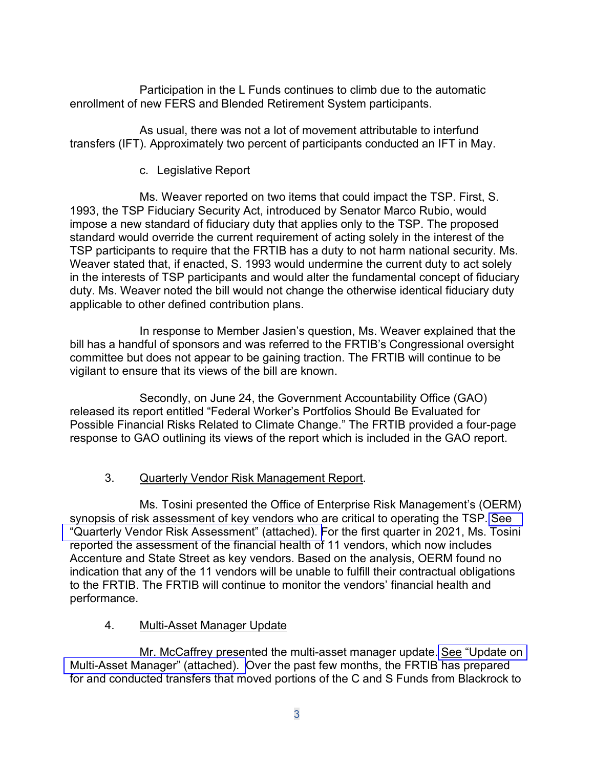Participation in the L Funds continues to climb due to the automatic enrollment of new FERS and Blended Retirement System participants.

As usual, there was not a lot of movement attributable to interfund transfers (IFT). Approximately two percent of participants conducted an IFT in May.

c. Legislative Report

Ms. Weaver reported on two items that could impact the TSP. First, S. 1993, the TSP Fiduciary Security Act, introduced by Senator Marco Rubio, would impose a new standard of fiduciary duty that applies only to the TSP. The proposed standard would override the current requirement of acting solely in the interest of the TSP participants to require that the FRTIB has a duty to not harm national security. Ms. Weaver stated that, if enacted, S. 1993 would undermine the current duty to act solely in the interests of TSP participants and would alter the fundamental concept of fiduciary duty. Ms. Weaver noted the bill would not change the otherwise identical fiduciary duty applicable to other defined contribution plans.

In response to Member Jasien's question, Ms. Weaver explained that the bill has a handful of sponsors and was referred to the FRTIB's Congressional oversight committee but does not appear to be gaining traction. The FRTIB will continue to be vigilant to ensure that its views of the bill are known.

Secondly, on June 24, the Government Accountability Office (GAO) released its report entitled "Federal Worker's Portfolios Should Be Evaluated for Possible Financial Risks Related to Climate Change." The FRTIB provided a four-page response to GAO outlining its views of the report which is included in the GAO report.

3. Quarterly Vendor Risk Management Report.

Ms. Tosini presented the Office of Enterprise Risk Management's (OERM) synopsis of risk assessment of key vendors who are critical to operating the TSP. See "Quarterly Vendor Risk Assessment" (attached). For the first quarter in 2021, Ms. Tosini reported the assessment of the financial health of 11 vendors, which now includes Accenture and State Street as key vendors. Based on the analysis, OERM found no indication that any of the 11 vendors will be unable to fulfill their contractual obligations to the FRTIB. The FRTIB will continue to monitor the vendors' financial health and performance.

4. Multi-Asset Manager Update

Mr. McCaffrey presented the multi-asset manager update. See "Update on Multi-Asset Manager" (attached). Over the past few months, the FRTIB has prepared for and conducted transfers that moved portions of the C and S Funds from Blackrock to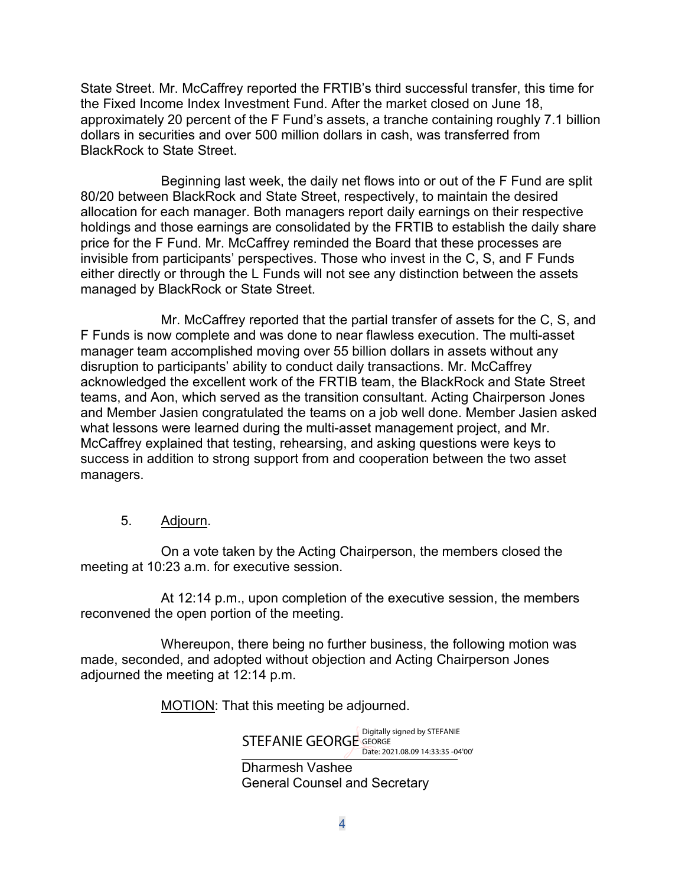State Street. Mr. McCaffrey reported the FRTIB's third successful transfer, this time for the Fixed Income Index Investment Fund. After the market closed on June 18, approximately 20 percent of the F Fund's assets, a tranche containing roughly 7.1 billion dollars in securities and over 500 million dollars in cash, was transferred from BlackRock to State Street.

Beginning last week, the daily net flows into or out of the F Fund are split 80/20 between BlackRock and State Street, respectively, to maintain the desired allocation for each manager. Both managers report daily earnings on their respective holdings and those earnings are consolidated by the FRTIB to establish the daily share price for the F Fund. Mr. McCaffrey reminded the Board that these processes are invisible from participants' perspectives. Those who invest in the C, S, and F Funds either directly or through the L Funds will not see any distinction between the assets managed by BlackRock or State Street.

Mr. McCaffrey reported that the partial transfer of assets for the C, S, and F Funds is now complete and was done to near flawless execution. The multi-asset manager team accomplished moving over 55 billion dollars in assets without any disruption to participants' ability to conduct daily transactions. Mr. McCaffrey acknowledged the excellent work of the FRTIB team, the BlackRock and State Street teams, and Aon, which served as the transition consultant. Acting Chairperson Jones and Member Jasien congratulated the teams on a job well done. Member Jasien asked what lessons were learned during the multi-asset management project, and Mr. McCaffrey explained that testing, rehearsing, and asking questions were keys to success in addition to strong support from and cooperation between the two asset managers.

5. Adjourn.

On a vote taken by the Acting Chairperson, the members closed the meeting at 10:23 a.m. for executive session.

At 12:14 p.m., upon completion of the executive session, the members reconvened the open portion of the meeting.

Whereupon, there being no further business, the following motion was made, seconded, and adopted without objection and Acting Chairperson Jones adjourned the meeting at 12:14 p.m.

MOTION: That this meeting be adjourned.

STEFANIE GEORGE Digitally signed by STEFANIE GEORGE Date: 2021.08.09 14:33:35 -04'00'

Dharmesh Vashee
General Counsel and Secretary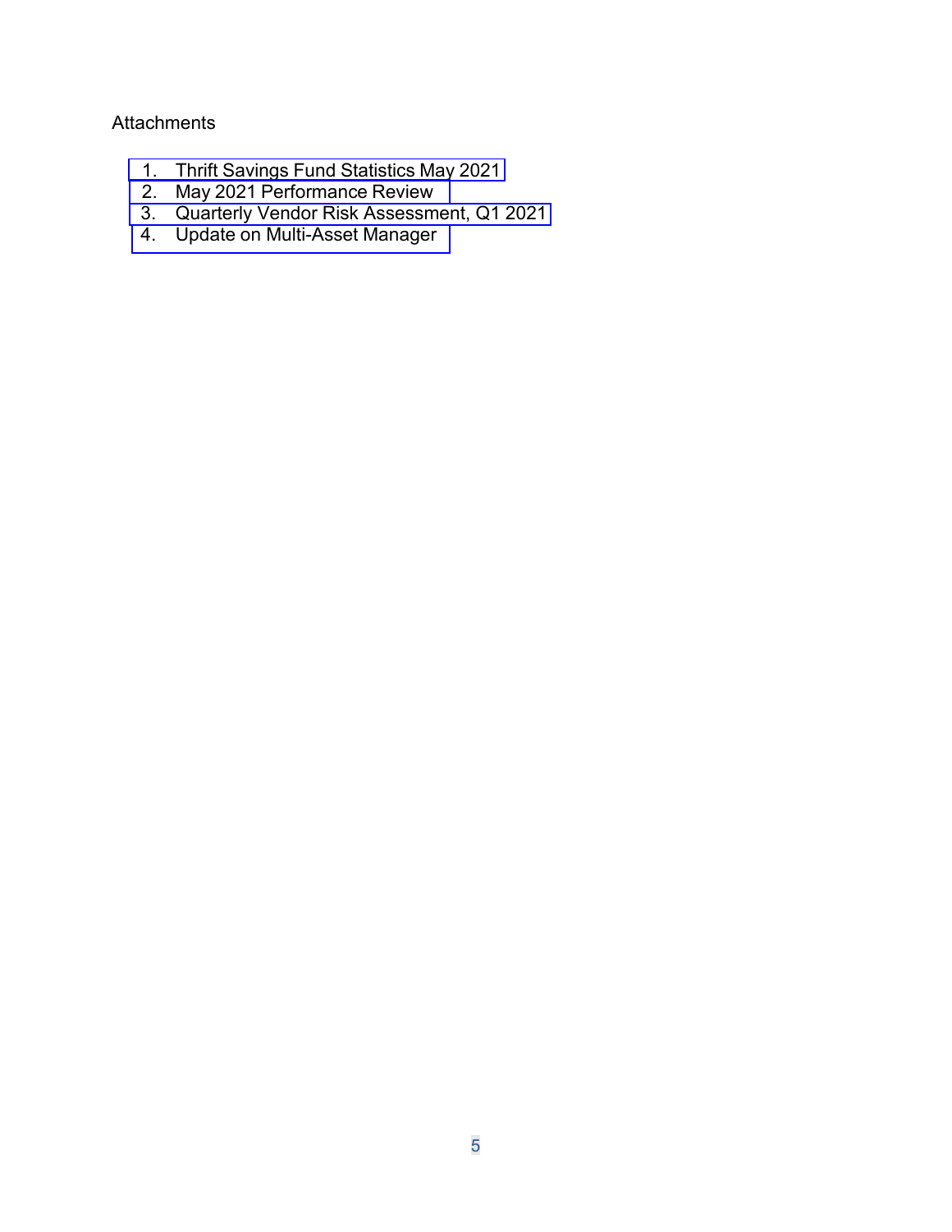Attachments

1. Thrift Savings Fund Statistics May 2021
2. May 2021 Performance Review
3. Quarterly Vendor Risk Assessment, Q1 2021
4. Update on Multi-Asset Manager